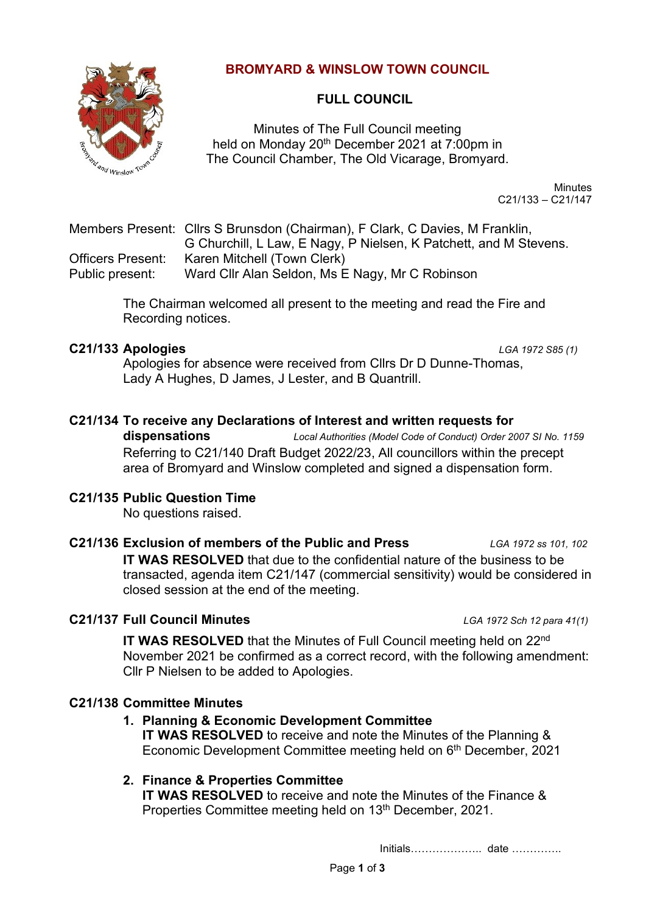# BROMYARD & WINSLOW TOWN COUNCIL

## FULL COUNCIL

Minutes of The Full Council meeting
held on Monday 20th December 2021 at 7:00pm in
The Council Chamber, The Old Vicarage, Bromyard.

Minutes
C21/133 – C21/147

Members Present: Cllrs S Brunsdon (Chairman), F Clark, C Davies, M Franklin, G Churchill, L Law, E Nagy, P Nielsen, K Patchett, and M Stevens.
Officers Present: Karen Mitchell (Town Clerk)
Public present: Ward Cllr Alan Seldon, Ms E Nagy, Mr C Robinson

The Chairman welcomed all present to the meeting and read the Fire and Recording notices.

**C21/133 Apologies** *LGA 1972 S85 (1)*

Apologies for absence were received from Cllrs Dr D Dunne-Thomas, Lady A Hughes, D James, J Lester, and B Quantrill.

**C21/134 To receive any Declarations of Interest and written requests for dispensations** *Local Authorities (Model Code of Conduct) Order 2007 SI No. 1159*

Referring to C21/140 Draft Budget 2022/23, All councillors within the precept area of Bromyard and Winslow completed and signed a dispensation form.

**C21/135 Public Question Time**

No questions raised.

**C21/136 Exclusion of members of the Public and Press** *LGA 1972 ss 101, 102*

**IT WAS RESOLVED** that due to the confidential nature of the business to be transacted, agenda item C21/147 (commercial sensitivity) would be considered in closed session at the end of the meeting.

**C21/137 Full Council Minutes** *LGA 1972 Sch 12 para 41(1)*

**IT WAS RESOLVED** that the Minutes of Full Council meeting held on 22nd November 2021 be confirmed as a correct record, with the following amendment: Cllr P Nielsen to be added to Apologies.

**C21/138 Committee Minutes**

1. **Planning & Economic Development Committee**
   **IT WAS RESOLVED** to receive and note the Minutes of the Planning & Economic Development Committee meeting held on 6th December, 2021

2. **Finance & Properties Committee**
   **IT WAS RESOLVED** to receive and note the Minutes of the Finance & Properties Committee meeting held on 13th December, 2021.

Initials……………….. date ………….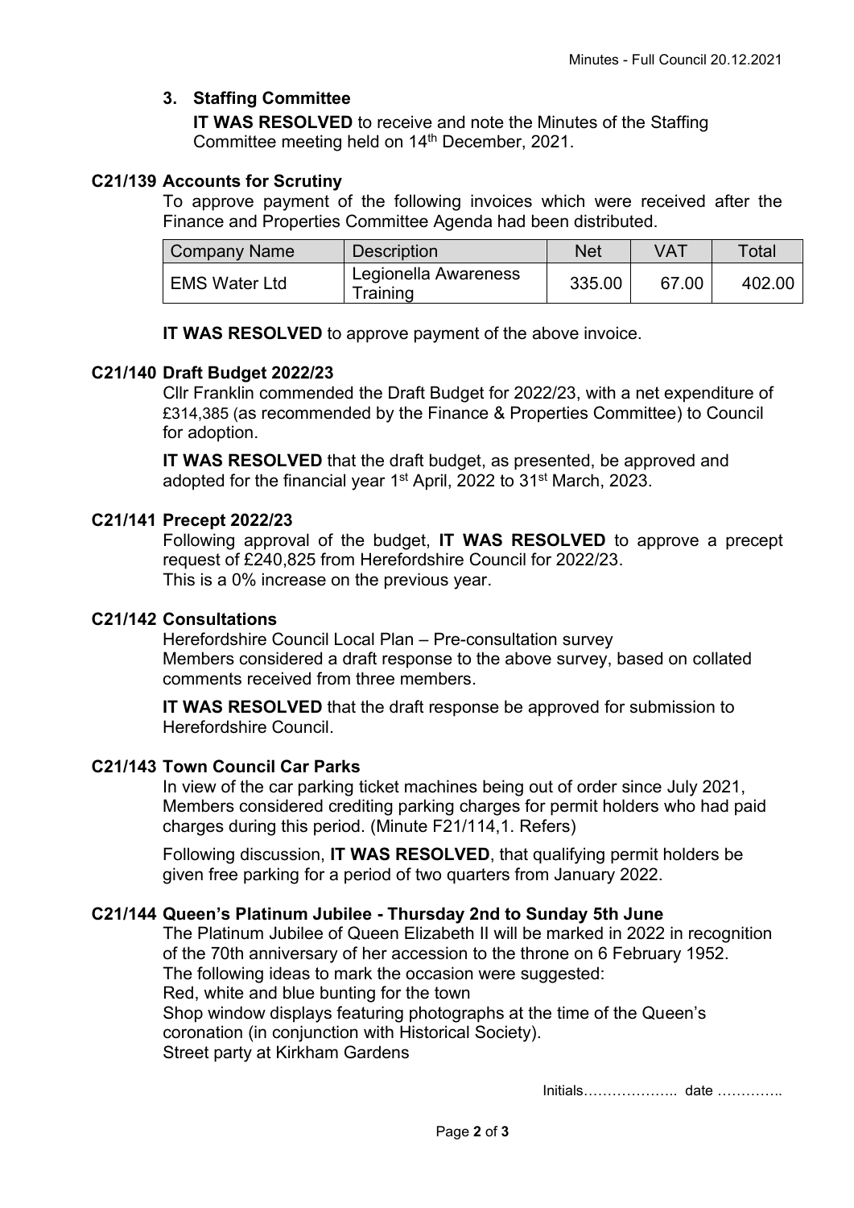### 3. Staffing Committee

**IT WAS RESOLVED** to receive and note the Minutes of the Staffing Committee meeting held on 14th December, 2021.

### C21/139 Accounts for Scrutiny

To approve payment of the following invoices which were received after the Finance and Properties Committee Agenda had been distributed.

| Company Name | Description | Net | VAT | Total |
|---|---|---|---|---|
| EMS Water Ltd | Legionella Awareness Training | 335.00 | 67.00 | 402.00 |

**IT WAS RESOLVED** to approve payment of the above invoice.

### C21/140 Draft Budget 2022/23

Cllr Franklin commended the Draft Budget for 2022/23, with a net expenditure of £314,385 (as recommended by the Finance & Properties Committee) to Council for adoption.

**IT WAS RESOLVED** that the draft budget, as presented, be approved and adopted for the financial year 1st April, 2022 to 31st March, 2023.

### C21/141 Precept 2022/23

Following approval of the budget, **IT WAS RESOLVED** to approve a precept request of £240,825 from Herefordshire Council for 2022/23.
This is a 0% increase on the previous year.

### C21/142 Consultations

Herefordshire Council Local Plan – Pre-consultation survey
Members considered a draft response to the above survey, based on collated comments received from three members.

**IT WAS RESOLVED** that the draft response be approved for submission to Herefordshire Council.

### C21/143 Town Council Car Parks

In view of the car parking ticket machines being out of order since July 2021, Members considered crediting parking charges for permit holders who had paid charges during this period. (Minute F21/114,1. Refers)

Following discussion, **IT WAS RESOLVED**, that qualifying permit holders be given free parking for a period of two quarters from January 2022.

### C21/144 Queen's Platinum Jubilee - Thursday 2nd to Sunday 5th June

The Platinum Jubilee of Queen Elizabeth II will be marked in 2022 in recognition of the 70th anniversary of her accession to the throne on 6 February 1952.
The following ideas to mark the occasion were suggested:
Red, white and blue bunting for the town
Shop window displays featuring photographs at the time of the Queen's coronation (in conjunction with Historical Society).
Street party at Kirkham Gardens

Initials……………….. date …………..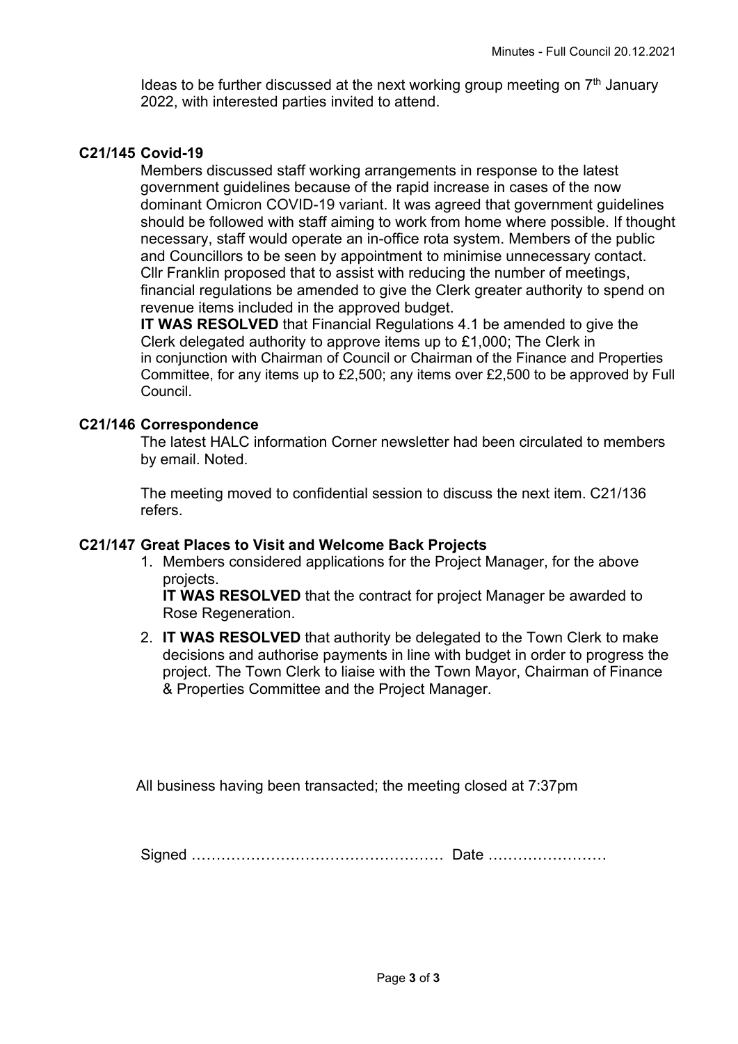Ideas to be further discussed at the next working group meeting on 7th January 2022, with interested parties invited to attend.

### C21/145 Covid-19

Members discussed staff working arrangements in response to the latest government guidelines because of the rapid increase in cases of the now dominant Omicron COVID-19 variant. It was agreed that government guidelines should be followed with staff aiming to work from home where possible. If thought necessary, staff would operate an in-office rota system. Members of the public and Councillors to be seen by appointment to minimise unnecessary contact. Cllr Franklin proposed that to assist with reducing the number of meetings, financial regulations be amended to give the Clerk greater authority to spend on revenue items included in the approved budget.

**IT WAS RESOLVED** that Financial Regulations 4.1 be amended to give the Clerk delegated authority to approve items up to £1,000; The Clerk in in conjunction with Chairman of Council or Chairman of the Finance and Properties Committee, for any items up to £2,500; any items over £2,500 to be approved by Full Council.

### C21/146 Correspondence

The latest HALC information Corner newsletter had been circulated to members by email. Noted.

The meeting moved to confidential session to discuss the next item. C21/136 refers.

### C21/147 Great Places to Visit and Welcome Back Projects

1. Members considered applications for the Project Manager, for the above projects.
   **IT WAS RESOLVED** that the contract for project Manager be awarded to Rose Regeneration.
2. **IT WAS RESOLVED** that authority be delegated to the Town Clerk to make decisions and authorise payments in line with budget in order to progress the project. The Town Clerk to liaise with the Town Mayor, Chairman of Finance & Properties Committee and the Project Manager.

All business having been transacted; the meeting closed at 7:37pm

Signed …………………………………………… Date ……………………